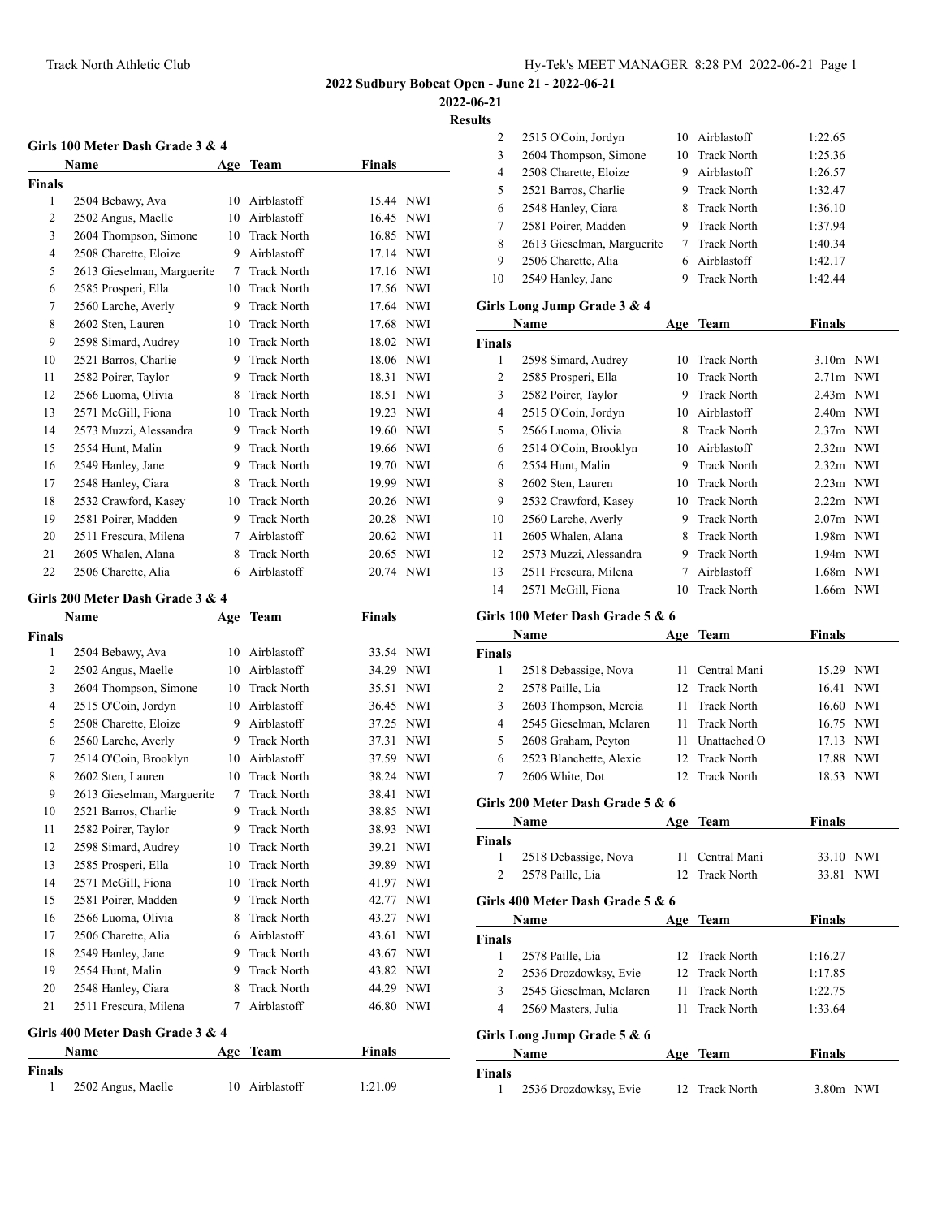2022 Sudbury Bobcat Open - June 21 - 2022-06-21

2022-06-21

Results

### Girls 100 Meter Dash Grade 3 & 4

| | Name | Age | Team | Finals | |
|---|---|---|---|---|---|
| **Finals** | | | | | |
| 1 | 2504 Bebawy, Ava | 10 | Airblastoff | 15.44 | NWI |
| 2 | 2502 Angus, Maelle | 10 | Airblastoff | 16.45 | NWI |
| 3 | 2604 Thompson, Simone | 10 | Track North | 16.85 | NWI |
| 4 | 2508 Charette, Eloize | 9 | Airblastoff | 17.14 | NWI |
| 5 | 2613 Gieselman, Marguerite | 7 | Track North | 17.16 | NWI |
| 6 | 2585 Prosperi, Ella | 10 | Track North | 17.56 | NWI |
| 7 | 2560 Larche, Averly | 9 | Track North | 17.64 | NWI |
| 8 | 2602 Sten, Lauren | 10 | Track North | 17.68 | NWI |
| 9 | 2598 Simard, Audrey | 10 | Track North | 18.02 | NWI |
| 10 | 2521 Barros, Charlie | 9 | Track North | 18.06 | NWI |
| 11 | 2582 Poirer, Taylor | 9 | Track North | 18.31 | NWI |
| 12 | 2566 Luoma, Olivia | 8 | Track North | 18.51 | NWI |
| 13 | 2571 McGill, Fiona | 10 | Track North | 19.23 | NWI |
| 14 | 2573 Muzzi, Alessandra | 9 | Track North | 19.60 | NWI |
| 15 | 2554 Hunt, Malin | 9 | Track North | 19.66 | NWI |
| 16 | 2549 Hanley, Jane | 9 | Track North | 19.70 | NWI |
| 17 | 2548 Hanley, Ciara | 8 | Track North | 19.99 | NWI |
| 18 | 2532 Crawford, Kasey | 10 | Track North | 20.26 | NWI |
| 19 | 2581 Poirer, Madden | 9 | Track North | 20.28 | NWI |
| 20 | 2511 Frescura, Milena | 7 | Airblastoff | 20.62 | NWI |
| 21 | 2605 Whalen, Alana | 8 | Track North | 20.65 | NWI |
| 22 | 2506 Charette, Alia | 6 | Airblastoff | 20.74 | NWI |

### Girls 200 Meter Dash Grade 3 & 4

| | Name | Age | Team | Finals | |
|---|---|---|---|---|---|
| **Finals** | | | | | |
| 1 | 2504 Bebawy, Ava | 10 | Airblastoff | 33.54 | NWI |
| 2 | 2502 Angus, Maelle | 10 | Airblastoff | 34.29 | NWI |
| 3 | 2604 Thompson, Simone | 10 | Track North | 35.51 | NWI |
| 4 | 2515 O'Coin, Jordyn | 10 | Airblastoff | 36.45 | NWI |
| 5 | 2508 Charette, Eloize | 9 | Airblastoff | 37.25 | NWI |
| 6 | 2560 Larche, Averly | 9 | Track North | 37.31 | NWI |
| 7 | 2514 O'Coin, Brooklyn | 10 | Airblastoff | 37.59 | NWI |
| 8 | 2602 Sten, Lauren | 10 | Track North | 38.24 | NWI |
| 9 | 2613 Gieselman, Marguerite | 7 | Track North | 38.41 | NWI |
| 10 | 2521 Barros, Charlie | 9 | Track North | 38.85 | NWI |
| 11 | 2582 Poirer, Taylor | 9 | Track North | 38.93 | NWI |
| 12 | 2598 Simard, Audrey | 10 | Track North | 39.21 | NWI |
| 13 | 2585 Prosperi, Ella | 10 | Track North | 39.89 | NWI |
| 14 | 2571 McGill, Fiona | 10 | Track North | 41.97 | NWI |
| 15 | 2581 Poirer, Madden | 9 | Track North | 42.77 | NWI |
| 16 | 2566 Luoma, Olivia | 8 | Track North | 43.27 | NWI |
| 17 | 2506 Charette, Alia | 6 | Airblastoff | 43.61 | NWI |
| 18 | 2549 Hanley, Jane | 9 | Track North | 43.67 | NWI |
| 19 | 2554 Hunt, Malin | 9 | Track North | 43.82 | NWI |
| 20 | 2548 Hanley, Ciara | 8 | Track North | 44.29 | NWI |
| 21 | 2511 Frescura, Milena | 7 | Airblastoff | 46.80 | NWI |

### Girls 400 Meter Dash Grade 3 & 4

| | Name | Age | Team | Finals |
|---|---|---|---|---|
| **Finals** | | | | |
| 1 | 2502 Angus, Maelle | 10 | Airblastoff | 1:21.09 |
| 2 | 2515 O'Coin, Jordyn | 10 | Airblastoff | 1:22.65 |
| 3 | 2604 Thompson, Simone | 10 | Track North | 1:25.36 |
| 4 | 2508 Charette, Eloize | 9 | Airblastoff | 1:26.57 |
| 5 | 2521 Barros, Charlie | 9 | Track North | 1:32.47 |
| 6 | 2548 Hanley, Ciara | 8 | Track North | 1:36.10 |
| 7 | 2581 Poirer, Madden | 9 | Track North | 1:37.94 |
| 8 | 2613 Gieselman, Marguerite | 7 | Track North | 1:40.34 |
| 9 | 2506 Charette, Alia | 6 | Airblastoff | 1:42.17 |
| 10 | 2549 Hanley, Jane | 9 | Track North | 1:42.44 |

### Girls Long Jump Grade 3 & 4

| | Name | Age | Team | Finals | |
|---|---|---|---|---|---|
| **Finals** | | | | | |
| 1 | 2598 Simard, Audrey | 10 | Track North | 3.10m | NWI |
| 2 | 2585 Prosperi, Ella | 10 | Track North | 2.71m | NWI |
| 3 | 2582 Poirer, Taylor | 9 | Track North | 2.43m | NWI |
| 4 | 2515 O'Coin, Jordyn | 10 | Airblastoff | 2.40m | NWI |
| 5 | 2566 Luoma, Olivia | 8 | Track North | 2.37m | NWI |
| 6 | 2514 O'Coin, Brooklyn | 10 | Airblastoff | 2.32m | NWI |
| 6 | 2554 Hunt, Malin | 9 | Track North | 2.32m | NWI |
| 8 | 2602 Sten, Lauren | 10 | Track North | 2.23m | NWI |
| 9 | 2532 Crawford, Kasey | 10 | Track North | 2.22m | NWI |
| 10 | 2560 Larche, Averly | 9 | Track North | 2.07m | NWI |
| 11 | 2605 Whalen, Alana | 8 | Track North | 1.98m | NWI |
| 12 | 2573 Muzzi, Alessandra | 9 | Track North | 1.94m | NWI |
| 13 | 2511 Frescura, Milena | 7 | Airblastoff | 1.68m | NWI |
| 14 | 2571 McGill, Fiona | 10 | Track North | 1.66m | NWI |

### Girls 100 Meter Dash Grade 5 & 6

| | Name | Age | Team | Finals | |
|---|---|---|---|---|---|
| **Finals** | | | | | |
| 1 | 2518 Debassige, Nova | 11 | Central Mani | 15.29 | NWI |
| 2 | 2578 Paille, Lia | 12 | Track North | 16.41 | NWI |
| 3 | 2603 Thompson, Mercia | 11 | Track North | 16.60 | NWI |
| 4 | 2545 Gieselman, Mclaren | 11 | Track North | 16.75 | NWI |
| 5 | 2608 Graham, Peyton | 11 | Unattached O | 17.13 | NWI |
| 6 | 2523 Blanchette, Alexie | 12 | Track North | 17.88 | NWI |
| 7 | 2606 White, Dot | 12 | Track North | 18.53 | NWI |

### Girls 200 Meter Dash Grade 5 & 6

| | Name | Age | Team | Finals | |
|---|---|---|---|---|---|
| **Finals** | | | | | |
| 1 | 2518 Debassige, Nova | 11 | Central Mani | 33.10 | NWI |
| 2 | 2578 Paille, Lia | 12 | Track North | 33.81 | NWI |

### Girls 400 Meter Dash Grade 5 & 6

| | Name | Age | Team | Finals |
|---|---|---|---|---|
| **Finals** | | | | |
| 1 | 2578 Paille, Lia | 12 | Track North | 1:16.27 |
| 2 | 2536 Drozdowksy, Evie | 12 | Track North | 1:17.85 |
| 3 | 2545 Gieselman, Mclaren | 11 | Track North | 1:22.75 |
| 4 | 2569 Masters, Julia | 11 | Track North | 1:33.64 |

### Girls Long Jump Grade 5 & 6

| | Name | Age | Team | Finals | |
|---|---|---|---|---|---|
| **Finals** | | | | | |
| 1 | 2536 Drozdowksy, Evie | 12 | Track North | 3.80m | NWI |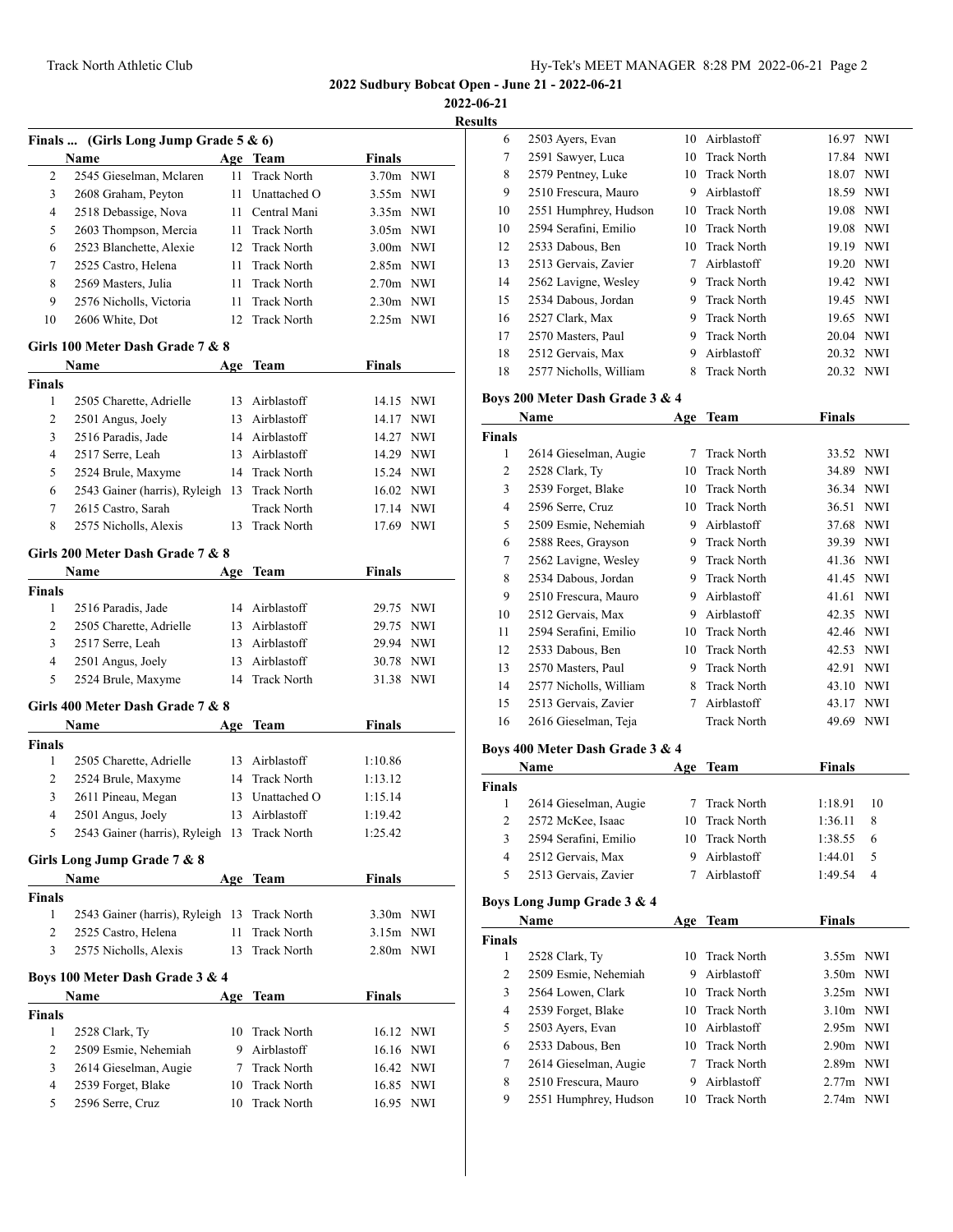2022 Sudbury Bobcat Open - June 21 - 2022-06-21

2022-06-21

Results

### Finals ... (Girls Long Jump Grade 5 & 6)

| | Name | Age | Team | Finals | |
|---|---|---|---|---|---|
| 2 | 2545 Gieselman, Mclaren | 11 | Track North | 3.70m | NWI |
| 3 | 2608 Graham, Peyton | 11 | Unattached O | 3.55m | NWI |
| 4 | 2518 Debassige, Nova | 11 | Central Mani | 3.35m | NWI |
| 5 | 2603 Thompson, Mercia | 11 | Track North | 3.05m | NWI |
| 6 | 2523 Blanchette, Alexie | 12 | Track North | 3.00m | NWI |
| 7 | 2525 Castro, Helena | 11 | Track North | 2.85m | NWI |
| 8 | 2569 Masters, Julia | 11 | Track North | 2.70m | NWI |
| 9 | 2576 Nicholls, Victoria | 11 | Track North | 2.30m | NWI |
| 10 | 2606 White, Dot | 12 | Track North | 2.25m | NWI |

### Girls 100 Meter Dash Grade 7 & 8

| | Name | Age | Team | Finals | |
|---|---|---|---|---|---|
| **Finals** | | | | | |
| 1 | 2505 Charette, Adrielle | 13 | Airblastoff | 14.15 | NWI |
| 2 | 2501 Angus, Joely | 13 | Airblastoff | 14.17 | NWI |
| 3 | 2516 Paradis, Jade | 14 | Airblastoff | 14.27 | NWI |
| 4 | 2517 Serre, Leah | 13 | Airblastoff | 14.29 | NWI |
| 5 | 2524 Brule, Maxyme | 14 | Track North | 15.24 | NWI |
| 6 | 2543 Gainer (harris), Ryleigh | 13 | Track North | 16.02 | NWI |
| 7 | 2615 Castro, Sarah | | Track North | 17.14 | NWI |
| 8 | 2575 Nicholls, Alexis | 13 | Track North | 17.69 | NWI |

### Girls 200 Meter Dash Grade 7 & 8

| | Name | Age | Team | Finals | |
|---|---|---|---|---|---|
| **Finals** | | | | | |
| 1 | 2516 Paradis, Jade | 14 | Airblastoff | 29.75 | NWI |
| 2 | 2505 Charette, Adrielle | 13 | Airblastoff | 29.75 | NWI |
| 3 | 2517 Serre, Leah | 13 | Airblastoff | 29.94 | NWI |
| 4 | 2501 Angus, Joely | 13 | Airblastoff | 30.78 | NWI |
| 5 | 2524 Brule, Maxyme | 14 | Track North | 31.38 | NWI |

### Girls 400 Meter Dash Grade 7 & 8

| | Name | Age | Team | Finals |
|---|---|---|---|---|
| **Finals** | | | | |
| 1 | 2505 Charette, Adrielle | 13 | Airblastoff | 1:10.86 |
| 2 | 2524 Brule, Maxyme | 14 | Track North | 1:13.12 |
| 3 | 2611 Pineau, Megan | 13 | Unattached O | 1:15.14 |
| 4 | 2501 Angus, Joely | 13 | Airblastoff | 1:19.42 |
| 5 | 2543 Gainer (harris), Ryleigh | 13 | Track North | 1:25.42 |

### Girls Long Jump Grade 7 & 8

| | Name | Age | Team | Finals | |
|---|---|---|---|---|---|
| **Finals** | | | | | |
| 1 | 2543 Gainer (harris), Ryleigh | 13 | Track North | 3.30m | NWI |
| 2 | 2525 Castro, Helena | 11 | Track North | 3.15m | NWI |
| 3 | 2575 Nicholls, Alexis | 13 | Track North | 2.80m | NWI |

### Boys 100 Meter Dash Grade 3 & 4

| | Name | Age | Team | Finals | |
|---|---|---|---|---|---|
| **Finals** | | | | | |
| 1 | 2528 Clark, Ty | 10 | Track North | 16.12 | NWI |
| 2 | 2509 Esmie, Nehemiah | 9 | Airblastoff | 16.16 | NWI |
| 3 | 2614 Gieselman, Augie | 7 | Track North | 16.42 | NWI |
| 4 | 2539 Forget, Blake | 10 | Track North | 16.85 | NWI |
| 5 | 2596 Serre, Cruz | 10 | Track North | 16.95 | NWI |
| 6 | 2503 Ayers, Evan | 10 | Airblastoff | 16.97 | NWI |
| 7 | 2591 Sawyer, Luca | 10 | Track North | 17.84 | NWI |
| 8 | 2579 Pentney, Luke | 10 | Track North | 18.07 | NWI |
| 9 | 2510 Frescura, Mauro | 9 | Airblastoff | 18.59 | NWI |
| 10 | 2551 Humphrey, Hudson | 10 | Track North | 19.08 | NWI |
| 10 | 2594 Serafini, Emilio | 10 | Track North | 19.08 | NWI |
| 12 | 2533 Dabous, Ben | 10 | Track North | 19.19 | NWI |
| 13 | 2513 Gervais, Zavier | 7 | Airblastoff | 19.20 | NWI |
| 14 | 2562 Lavigne, Wesley | 9 | Track North | 19.42 | NWI |
| 15 | 2534 Dabous, Jordan | 9 | Track North | 19.45 | NWI |
| 16 | 2527 Clark, Max | 9 | Track North | 19.65 | NWI |
| 17 | 2570 Masters, Paul | 9 | Track North | 20.04 | NWI |
| 18 | 2512 Gervais, Max | 9 | Airblastoff | 20.32 | NWI |
| 18 | 2577 Nicholls, William | 8 | Track North | 20.32 | NWI |

### Boys 200 Meter Dash Grade 3 & 4

| | Name | Age | Team | Finals | |
|---|---|---|---|---|---|
| **Finals** | | | | | |
| 1 | 2614 Gieselman, Augie | 7 | Track North | 33.52 | NWI |
| 2 | 2528 Clark, Ty | 10 | Track North | 34.89 | NWI |
| 3 | 2539 Forget, Blake | 10 | Track North | 36.34 | NWI |
| 4 | 2596 Serre, Cruz | 10 | Track North | 36.51 | NWI |
| 5 | 2509 Esmie, Nehemiah | 9 | Airblastoff | 37.68 | NWI |
| 6 | 2588 Rees, Grayson | 9 | Track North | 39.39 | NWI |
| 7 | 2562 Lavigne, Wesley | 9 | Track North | 41.36 | NWI |
| 8 | 2534 Dabous, Jordan | 9 | Track North | 41.45 | NWI |
| 9 | 2510 Frescura, Mauro | 9 | Airblastoff | 41.61 | NWI |
| 10 | 2512 Gervais, Max | 9 | Airblastoff | 42.35 | NWI |
| 11 | 2594 Serafini, Emilio | 10 | Track North | 42.46 | NWI |
| 12 | 2533 Dabous, Ben | 10 | Track North | 42.53 | NWI |
| 13 | 2570 Masters, Paul | 9 | Track North | 42.91 | NWI |
| 14 | 2577 Nicholls, William | 8 | Track North | 43.10 | NWI |
| 15 | 2513 Gervais, Zavier | 7 | Airblastoff | 43.17 | NWI |
| 16 | 2616 Gieselman, Teja | | Track North | 49.69 | NWI |

### Boys 400 Meter Dash Grade 3 & 4

| | Name | Age | Team | Finals | |
|---|---|---|---|---|---|
| **Finals** | | | | | |
| 1 | 2614 Gieselman, Augie | 7 | Track North | 1:18.91 | 10 |
| 2 | 2572 McKee, Isaac | 10 | Track North | 1:36.11 | 8 |
| 3 | 2594 Serafini, Emilio | 10 | Track North | 1:38.55 | 6 |
| 4 | 2512 Gervais, Max | 9 | Airblastoff | 1:44.01 | 5 |
| 5 | 2513 Gervais, Zavier | 7 | Airblastoff | 1:49.54 | 4 |

### Boys Long Jump Grade 3 & 4

| | Name | Age | Team | Finals | |
|---|---|---|---|---|---|
| **Finals** | | | | | |
| 1 | 2528 Clark, Ty | 10 | Track North | 3.55m | NWI |
| 2 | 2509 Esmie, Nehemiah | 9 | Airblastoff | 3.50m | NWI |
| 3 | 2564 Lowen, Clark | 10 | Track North | 3.25m | NWI |
| 4 | 2539 Forget, Blake | 10 | Track North | 3.10m | NWI |
| 5 | 2503 Ayers, Evan | 10 | Airblastoff | 2.95m | NWI |
| 6 | 2533 Dabous, Ben | 10 | Track North | 2.90m | NWI |
| 7 | 2614 Gieselman, Augie | 7 | Track North | 2.89m | NWI |
| 8 | 2510 Frescura, Mauro | 9 | Airblastoff | 2.77m | NWI |
| 9 | 2551 Humphrey, Hudson | 10 | Track North | 2.74m | NWI |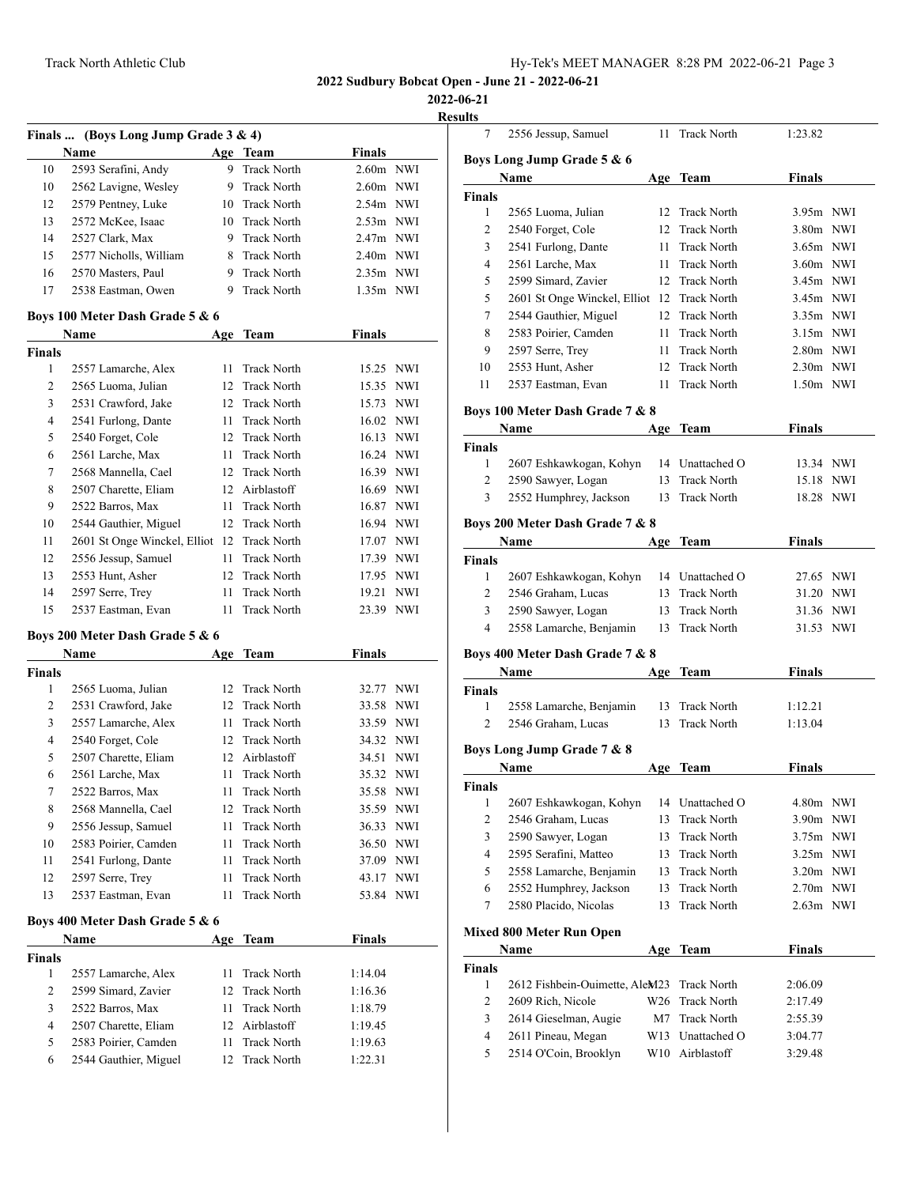**2022 Sudbury Bobcat Open - June 21 - 2022-06-21**

**2022-06-21**

**Results**

### Finals ... (Boys Long Jump Grade 3 & 4)

| | Name | Age | Team | Finals | |
|---|---|---|---|---|---|
| 10 | 2593 Serafini, Andy | 9 | Track North | 2.60m | NWI |
| 10 | 2562 Lavigne, Wesley | 9 | Track North | 2.60m | NWI |
| 12 | 2579 Pentney, Luke | 10 | Track North | 2.54m | NWI |
| 13 | 2572 McKee, Isaac | 10 | Track North | 2.53m | NWI |
| 14 | 2527 Clark, Max | 9 | Track North | 2.47m | NWI |
| 15 | 2577 Nicholls, William | 8 | Track North | 2.40m | NWI |
| 16 | 2570 Masters, Paul | 9 | Track North | 2.35m | NWI |
| 17 | 2538 Eastman, Owen | 9 | Track North | 1.35m | NWI |

### Boys 100 Meter Dash Grade 5 & 6

| | Name | Age | Team | Finals | |
|---|---|---|---|---|---|
| **Finals** | | | | | |
| 1 | 2557 Lamarche, Alex | 11 | Track North | 15.25 | NWI |
| 2 | 2565 Luoma, Julian | 12 | Track North | 15.35 | NWI |
| 3 | 2531 Crawford, Jake | 12 | Track North | 15.73 | NWI |
| 4 | 2541 Furlong, Dante | 11 | Track North | 16.02 | NWI |
| 5 | 2540 Forget, Cole | 12 | Track North | 16.13 | NWI |
| 6 | 2561 Larche, Max | 11 | Track North | 16.24 | NWI |
| 7 | 2568 Mannella, Cael | 12 | Track North | 16.39 | NWI |
| 8 | 2507 Charette, Eliam | 12 | Airblastoff | 16.69 | NWI |
| 9 | 2522 Barros, Max | 11 | Track North | 16.87 | NWI |
| 10 | 2544 Gauthier, Miguel | 12 | Track North | 16.94 | NWI |
| 11 | 2601 St Onge Winckel, Elliot | 12 | Track North | 17.07 | NWI |
| 12 | 2556 Jessup, Samuel | 11 | Track North | 17.39 | NWI |
| 13 | 2553 Hunt, Asher | 12 | Track North | 17.95 | NWI |
| 14 | 2597 Serre, Trey | 11 | Track North | 19.21 | NWI |
| 15 | 2537 Eastman, Evan | 11 | Track North | 23.39 | NWI |

### Boys 200 Meter Dash Grade 5 & 6

| | Name | Age | Team | Finals | |
|---|---|---|---|---|---|
| **Finals** | | | | | |
| 1 | 2565 Luoma, Julian | 12 | Track North | 32.77 | NWI |
| 2 | 2531 Crawford, Jake | 12 | Track North | 33.58 | NWI |
| 3 | 2557 Lamarche, Alex | 11 | Track North | 33.59 | NWI |
| 4 | 2540 Forget, Cole | 12 | Track North | 34.32 | NWI |
| 5 | 2507 Charette, Eliam | 12 | Airblastoff | 34.51 | NWI |
| 6 | 2561 Larche, Max | 11 | Track North | 35.32 | NWI |
| 7 | 2522 Barros, Max | 11 | Track North | 35.58 | NWI |
| 8 | 2568 Mannella, Cael | 12 | Track North | 35.59 | NWI |
| 9 | 2556 Jessup, Samuel | 11 | Track North | 36.33 | NWI |
| 10 | 2583 Poirier, Camden | 11 | Track North | 36.50 | NWI |
| 11 | 2541 Furlong, Dante | 11 | Track North | 37.09 | NWI |
| 12 | 2597 Serre, Trey | 11 | Track North | 43.17 | NWI |
| 13 | 2537 Eastman, Evan | 11 | Track North | 53.84 | NWI |

### Boys 400 Meter Dash Grade 5 & 6

| | Name | Age | Team | Finals |
|---|---|---|---|---|
| **Finals** | | | | |
| 1 | 2557 Lamarche, Alex | 11 | Track North | 1:14.04 |
| 2 | 2599 Simard, Zavier | 12 | Track North | 1:16.36 |
| 3 | 2522 Barros, Max | 11 | Track North | 1:18.79 |
| 4 | 2507 Charette, Eliam | 12 | Airblastoff | 1:19.45 |
| 5 | 2583 Poirier, Camden | 11 | Track North | 1:19.63 |
| 6 | 2544 Gauthier, Miguel | 12 | Track North | 1:22.31 |
| 7 | 2556 Jessup, Samuel | 11 | Track North | 1:23.82 |

### Boys Long Jump Grade 5 & 6

| | Name | Age | Team | Finals | |
|---|---|---|---|---|---|
| **Finals** | | | | | |
| 1 | 2565 Luoma, Julian | 12 | Track North | 3.95m | NWI |
| 2 | 2540 Forget, Cole | 12 | Track North | 3.80m | NWI |
| 3 | 2541 Furlong, Dante | 11 | Track North | 3.65m | NWI |
| 4 | 2561 Larche, Max | 11 | Track North | 3.60m | NWI |
| 5 | 2599 Simard, Zavier | 12 | Track North | 3.45m | NWI |
| 5 | 2601 St Onge Winckel, Elliot | 12 | Track North | 3.45m | NWI |
| 7 | 2544 Gauthier, Miguel | 12 | Track North | 3.35m | NWI |
| 8 | 2583 Poirier, Camden | 11 | Track North | 3.15m | NWI |
| 9 | 2597 Serre, Trey | 11 | Track North | 2.80m | NWI |
| 10 | 2553 Hunt, Asher | 12 | Track North | 2.30m | NWI |
| 11 | 2537 Eastman, Evan | 11 | Track North | 1.50m | NWI |

### Boys 100 Meter Dash Grade 7 & 8

| | Name | Age | Team | Finals | |
|---|---|---|---|---|---|
| **Finals** | | | | | |
| 1 | 2607 Eshkawkogan, Kohyn | 14 | Unattached O | 13.34 | NWI |
| 2 | 2590 Sawyer, Logan | 13 | Track North | 15.18 | NWI |
| 3 | 2552 Humphrey, Jackson | 13 | Track North | 18.28 | NWI |

### Boys 200 Meter Dash Grade 7 & 8

| | Name | Age | Team | Finals | |
|---|---|---|---|---|---|
| **Finals** | | | | | |
| 1 | 2607 Eshkawkogan, Kohyn | 14 | Unattached O | 27.65 | NWI |
| 2 | 2546 Graham, Lucas | 13 | Track North | 31.20 | NWI |
| 3 | 2590 Sawyer, Logan | 13 | Track North | 31.36 | NWI |
| 4 | 2558 Lamarche, Benjamin | 13 | Track North | 31.53 | NWI |

### Boys 400 Meter Dash Grade 7 & 8

| | Name | Age | Team | Finals |
|---|---|---|---|---|
| **Finals** | | | | |
| 1 | 2558 Lamarche, Benjamin | 13 | Track North | 1:12.21 |
| 2 | 2546 Graham, Lucas | 13 | Track North | 1:13.04 |

### Boys Long Jump Grade 7 & 8

| | Name | Age | Team | Finals | |
|---|---|---|---|---|---|
| **Finals** | | | | | |
| 1 | 2607 Eshkawkogan, Kohyn | 14 | Unattached O | 4.80m | NWI |
| 2 | 2546 Graham, Lucas | 13 | Track North | 3.90m | NWI |
| 3 | 2590 Sawyer, Logan | 13 | Track North | 3.75m | NWI |
| 4 | 2595 Serafini, Matteo | 13 | Track North | 3.25m | NWI |
| 5 | 2558 Lamarche, Benjamin | 13 | Track North | 3.20m | NWI |
| 6 | 2552 Humphrey, Jackson | 13 | Track North | 2.70m | NWI |
| 7 | 2580 Placido, Nicolas | 13 | Track North | 2.63m | NWI |

### Mixed 800 Meter Run Open

| | Name | Age | Team | Finals |
|---|---|---|---|---|
| **Finals** | | | | |
| 1 | 2612 Fishbein-Ouimette, Ale | M23 | Track North | 2:06.09 |
| 2 | 2609 Rich, Nicole | W26 | Track North | 2:17.49 |
| 3 | 2614 Gieselman, Augie | M7 | Track North | 2:55.39 |
| 4 | 2611 Pineau, Megan | W13 | Unattached O | 3:04.77 |
| 5 | 2514 O'Coin, Brooklyn | W10 | Airblastoff | 3:29.48 |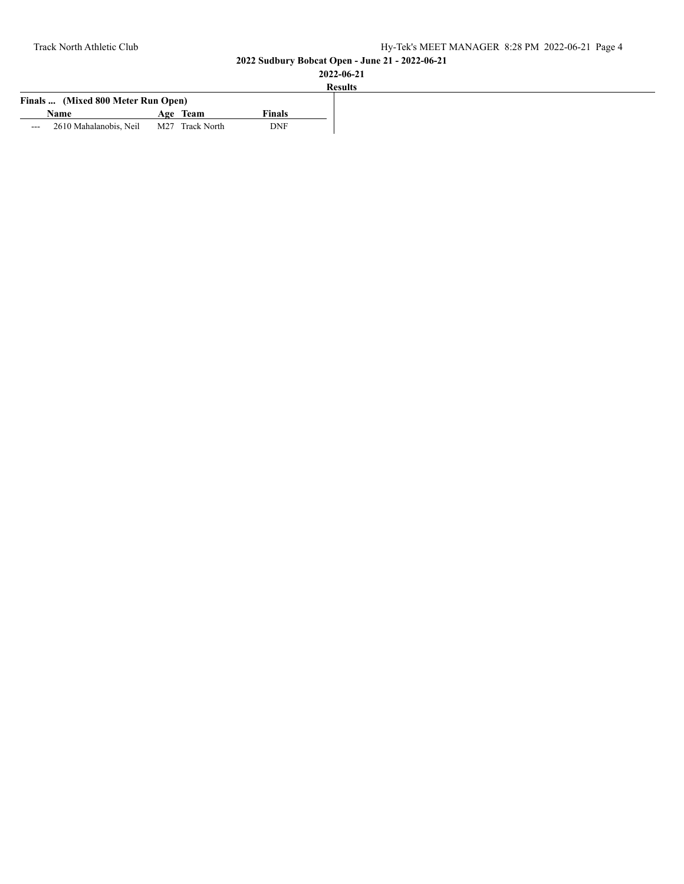**Finals ... (Mixed 800 Meter Run Open)**

| | Name | Age | Team | Finals |
|---|---|---|---|---|
| --- | 2610 Mahalanobis, Neil | M27 | Track North | DNF |